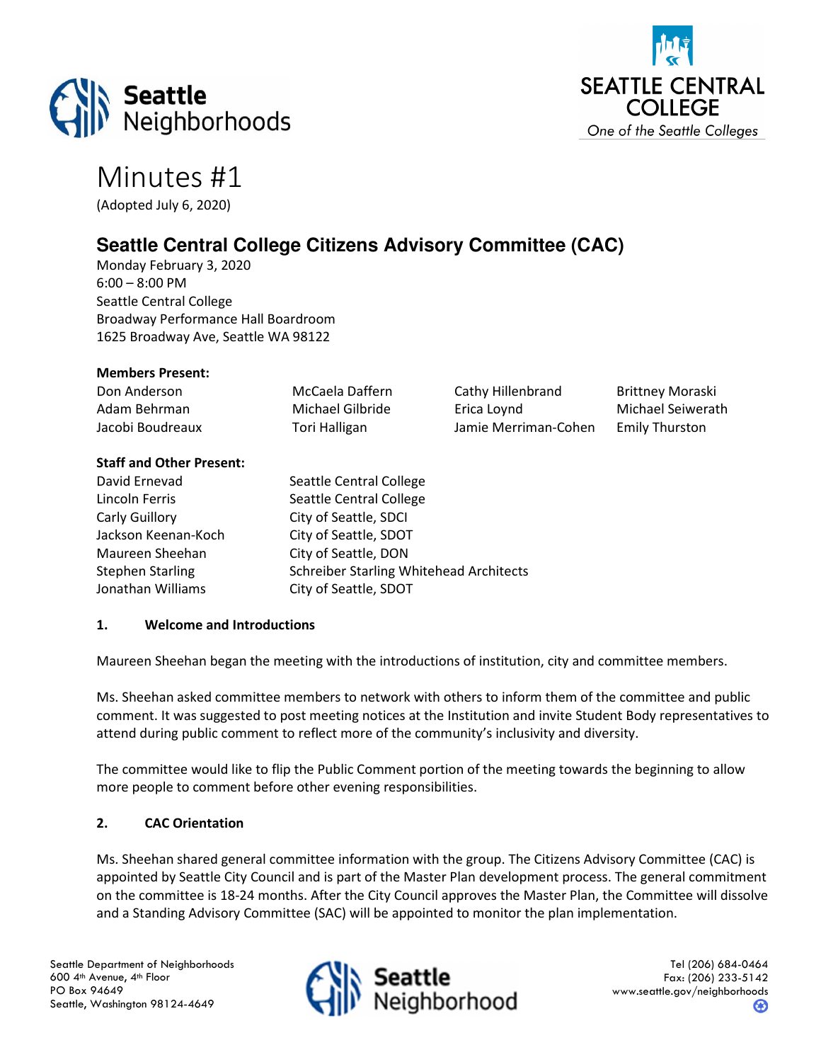# Minutes #1

(Adopted July 6, 2020)

## Seattle Central College Citizens Advisory Committee (CAC)

Monday February 3, 2020
6:00 – 8:00 PM
Seattle Central College
Broadway Performance Hall Boardroom
1625 Broadway Ave, Seattle WA 98122

**Members Present:**

| | | | |
|---|---|---|---|
| Don Anderson | McCaela Daffern | Cathy Hillenbrand | Brittney Moraski |
| Adam Behrman | Michael Gilbride | Erica Loynd | Michael Seiwerath |
| Jacobi Boudreaux | Tori Halligan | Jamie Merriman-Cohen | Emily Thurston |

**Staff and Other Present:**

| | |
|---|---|
| David Ernevad | Seattle Central College |
| Lincoln Ferris | Seattle Central College |
| Carly Guillory | City of Seattle, SDCI |
| Jackson Keenan-Koch | City of Seattle, SDOT |
| Maureen Sheehan | City of Seattle, DON |
| Stephen Starling | Schreiber Starling Whitehead Architects |
| Jonathan Williams | City of Seattle, SDOT |

**1. Welcome and Introductions**

Maureen Sheehan began the meeting with the introductions of institution, city and committee members.

Ms. Sheehan asked committee members to network with others to inform them of the committee and public comment. It was suggested to post meeting notices at the Institution and invite Student Body representatives to attend during public comment to reflect more of the community's inclusivity and diversity.

The committee would like to flip the Public Comment portion of the meeting towards the beginning to allow more people to comment before other evening responsibilities.

**2. CAC Orientation**

Ms. Sheehan shared general committee information with the group. The Citizens Advisory Committee (CAC) is appointed by Seattle City Council and is part of the Master Plan development process. The general commitment on the committee is 18-24 months. After the City Council approves the Master Plan, the Committee will dissolve and a Standing Advisory Committee (SAC) will be appointed to monitor the plan implementation.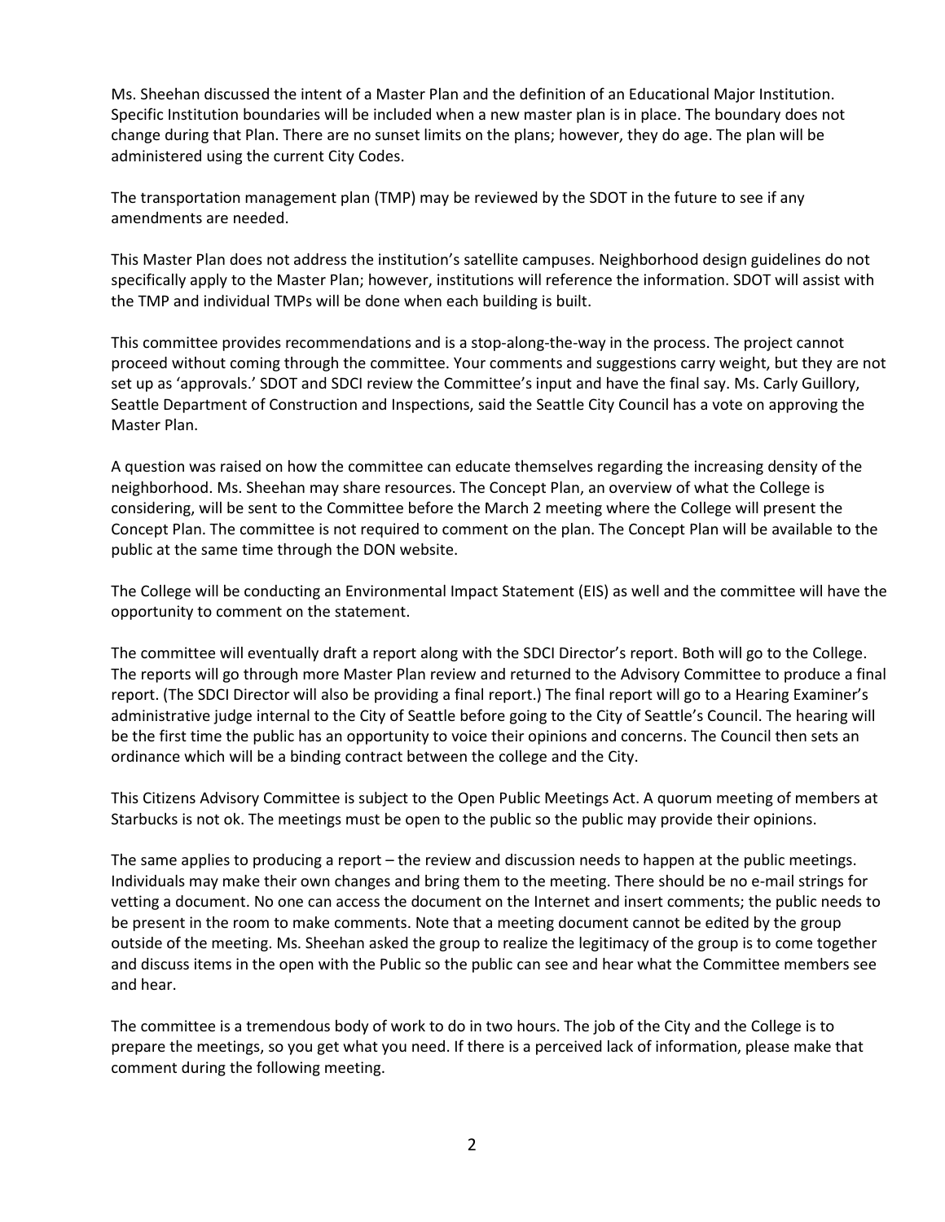Ms. Sheehan discussed the intent of a Master Plan and the definition of an Educational Major Institution. Specific Institution boundaries will be included when a new master plan is in place. The boundary does not change during that Plan. There are no sunset limits on the plans; however, they do age. The plan will be administered using the current City Codes.

The transportation management plan (TMP) may be reviewed by the SDOT in the future to see if any amendments are needed.

This Master Plan does not address the institution's satellite campuses. Neighborhood design guidelines do not specifically apply to the Master Plan; however, institutions will reference the information. SDOT will assist with the TMP and individual TMPs will be done when each building is built.

This committee provides recommendations and is a stop-along-the-way in the process. The project cannot proceed without coming through the committee. Your comments and suggestions carry weight, but they are not set up as 'approvals.' SDOT and SDCI review the Committee's input and have the final say. Ms. Carly Guillory, Seattle Department of Construction and Inspections, said the Seattle City Council has a vote on approving the Master Plan.

A question was raised on how the committee can educate themselves regarding the increasing density of the neighborhood. Ms. Sheehan may share resources. The Concept Plan, an overview of what the College is considering, will be sent to the Committee before the March 2 meeting where the College will present the Concept Plan. The committee is not required to comment on the plan. The Concept Plan will be available to the public at the same time through the DON website.

The College will be conducting an Environmental Impact Statement (EIS) as well and the committee will have the opportunity to comment on the statement.

The committee will eventually draft a report along with the SDCI Director's report. Both will go to the College. The reports will go through more Master Plan review and returned to the Advisory Committee to produce a final report. (The SDCI Director will also be providing a final report.) The final report will go to a Hearing Examiner's administrative judge internal to the City of Seattle before going to the City of Seattle's Council. The hearing will be the first time the public has an opportunity to voice their opinions and concerns. The Council then sets an ordinance which will be a binding contract between the college and the City.

This Citizens Advisory Committee is subject to the Open Public Meetings Act. A quorum meeting of members at Starbucks is not ok. The meetings must be open to the public so the public may provide their opinions.

The same applies to producing a report – the review and discussion needs to happen at the public meetings. Individuals may make their own changes and bring them to the meeting. There should be no e-mail strings for vetting a document. No one can access the document on the Internet and insert comments; the public needs to be present in the room to make comments. Note that a meeting document cannot be edited by the group outside of the meeting. Ms. Sheehan asked the group to realize the legitimacy of the group is to come together and discuss items in the open with the Public so the public can see and hear what the Committee members see and hear.

The committee is a tremendous body of work to do in two hours. The job of the City and the College is to prepare the meetings, so you get what you need. If there is a perceived lack of information, please make that comment during the following meeting.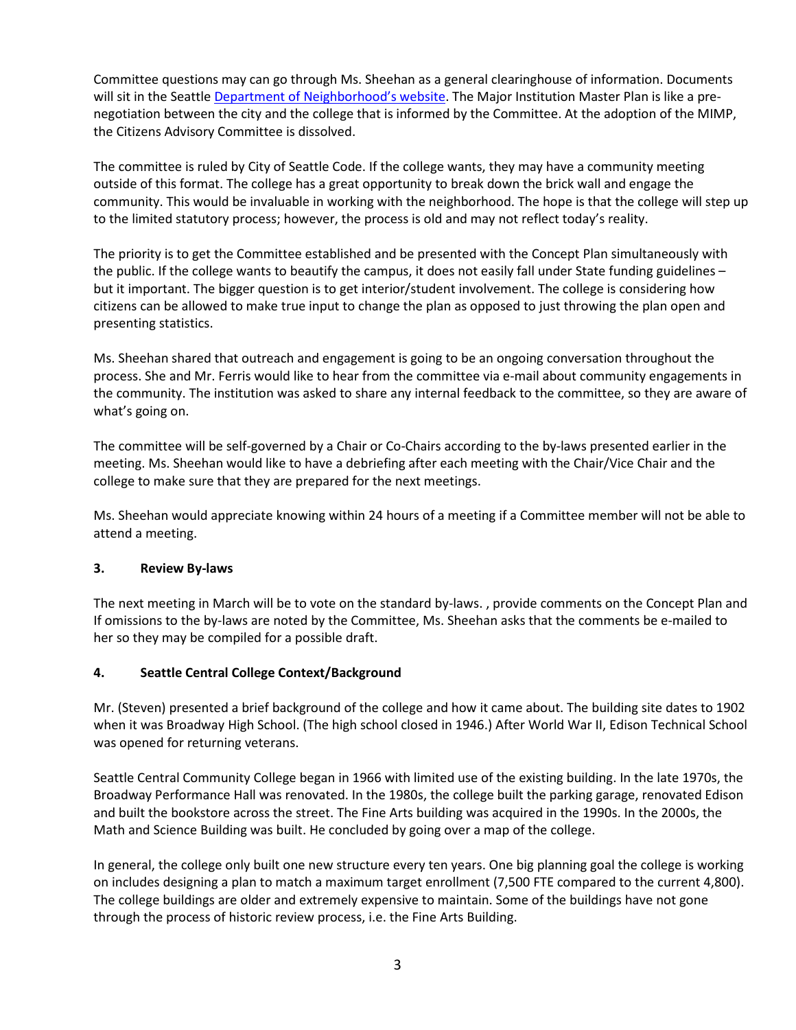Committee questions may can go through Ms. Sheehan as a general clearinghouse of information. Documents will sit in the Seattle [Department of Neighborhood's website](). The Major Institution Master Plan is like a pre-negotiation between the city and the college that is informed by the Committee. At the adoption of the MIMP, the Citizens Advisory Committee is dissolved.

The committee is ruled by City of Seattle Code. If the college wants, they may have a community meeting outside of this format. The college has a great opportunity to break down the brick wall and engage the community. This would be invaluable in working with the neighborhood. The hope is that the college will step up to the limited statutory process; however, the process is old and may not reflect today's reality.

The priority is to get the Committee established and be presented with the Concept Plan simultaneously with the public. If the college wants to beautify the campus, it does not easily fall under State funding guidelines – but it important. The bigger question is to get interior/student involvement. The college is considering how citizens can be allowed to make true input to change the plan as opposed to just throwing the plan open and presenting statistics.

Ms. Sheehan shared that outreach and engagement is going to be an ongoing conversation throughout the process. She and Mr. Ferris would like to hear from the committee via e-mail about community engagements in the community. The institution was asked to share any internal feedback to the committee, so they are aware of what's going on.

The committee will be self-governed by a Chair or Co-Chairs according to the by-laws presented earlier in the meeting. Ms. Sheehan would like to have a debriefing after each meeting with the Chair/Vice Chair and the college to make sure that they are prepared for the next meetings.

Ms. Sheehan would appreciate knowing within 24 hours of a meeting if a Committee member will not be able to attend a meeting.

### 3. Review By-laws

The next meeting in March will be to vote on the standard by-laws. , provide comments on the Concept Plan and If omissions to the by-laws are noted by the Committee, Ms. Sheehan asks that the comments be e-mailed to her so they may be compiled for a possible draft.

### 4. Seattle Central College Context/Background

Mr. (Steven) presented a brief background of the college and how it came about. The building site dates to 1902 when it was Broadway High School. (The high school closed in 1946.) After World War II, Edison Technical School was opened for returning veterans.

Seattle Central Community College began in 1966 with limited use of the existing building. In the late 1970s, the Broadway Performance Hall was renovated. In the 1980s, the college built the parking garage, renovated Edison and built the bookstore across the street. The Fine Arts building was acquired in the 1990s. In the 2000s, the Math and Science Building was built. He concluded by going over a map of the college.

In general, the college only built one new structure every ten years. One big planning goal the college is working on includes designing a plan to match a maximum target enrollment (7,500 FTE compared to the current 4,800). The college buildings are older and extremely expensive to maintain. Some of the buildings have not gone through the process of historic review process, i.e. the Fine Arts Building.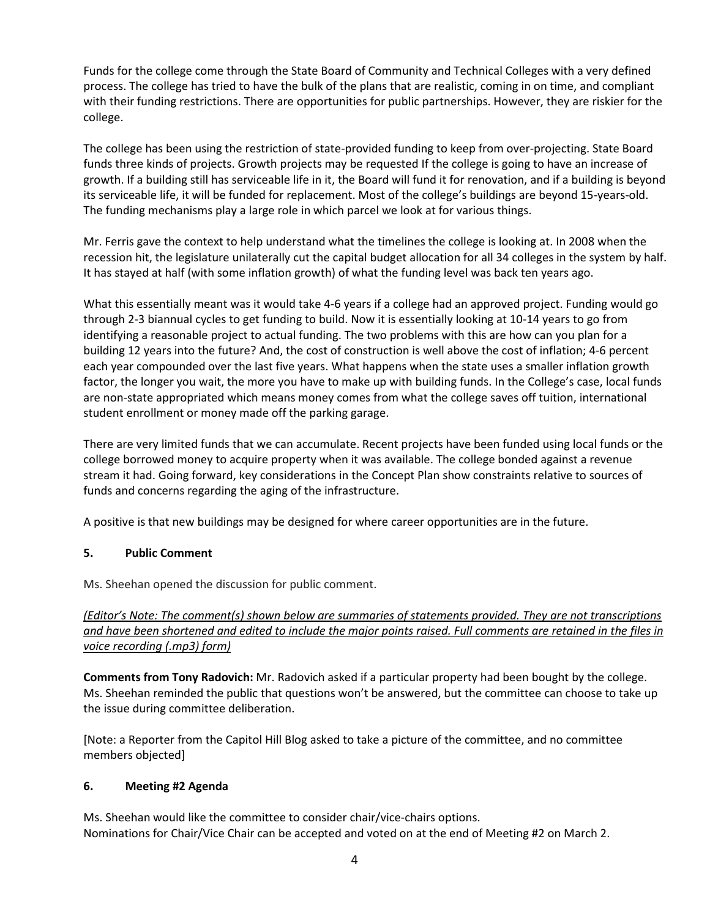Funds for the college come through the State Board of Community and Technical Colleges with a very defined process. The college has tried to have the bulk of the plans that are realistic, coming in on time, and compliant with their funding restrictions. There are opportunities for public partnerships. However, they are riskier for the college.

The college has been using the restriction of state-provided funding to keep from over-projecting. State Board funds three kinds of projects. Growth projects may be requested If the college is going to have an increase of growth. If a building still has serviceable life in it, the Board will fund it for renovation, and if a building is beyond its serviceable life, it will be funded for replacement. Most of the college's buildings are beyond 15-years-old. The funding mechanisms play a large role in which parcel we look at for various things.

Mr. Ferris gave the context to help understand what the timelines the college is looking at. In 2008 when the recession hit, the legislature unilaterally cut the capital budget allocation for all 34 colleges in the system by half. It has stayed at half (with some inflation growth) of what the funding level was back ten years ago.

What this essentially meant was it would take 4-6 years if a college had an approved project. Funding would go through 2-3 biannual cycles to get funding to build. Now it is essentially looking at 10-14 years to go from identifying a reasonable project to actual funding. The two problems with this are how can you plan for a building 12 years into the future? And, the cost of construction is well above the cost of inflation; 4-6 percent each year compounded over the last five years. What happens when the state uses a smaller inflation growth factor, the longer you wait, the more you have to make up with building funds. In the College's case, local funds are non-state appropriated which means money comes from what the college saves off tuition, international student enrollment or money made off the parking garage.

There are very limited funds that we can accumulate. Recent projects have been funded using local funds or the college borrowed money to acquire property when it was available. The college bonded against a revenue stream it had. Going forward, key considerations in the Concept Plan show constraints relative to sources of funds and concerns regarding the aging of the infrastructure.

A positive is that new buildings may be designed for where career opportunities are in the future.

## 5. Public Comment

Ms. Sheehan opened the discussion for public comment.

*(Editor's Note: The comment(s) shown below are summaries of statements provided. They are not transcriptions and have been shortened and edited to include the major points raised. Full comments are retained in the files in voice recording (.mp3) form)*

**Comments from Tony Radovich:** Mr. Radovich asked if a particular property had been bought by the college. Ms. Sheehan reminded the public that questions won't be answered, but the committee can choose to take up the issue during committee deliberation.

[Note: a Reporter from the Capitol Hill Blog asked to take a picture of the committee, and no committee members objected]

## 6. Meeting #2 Agenda

Ms. Sheehan would like the committee to consider chair/vice-chairs options.
Nominations for Chair/Vice Chair can be accepted and voted on at the end of Meeting #2 on March 2.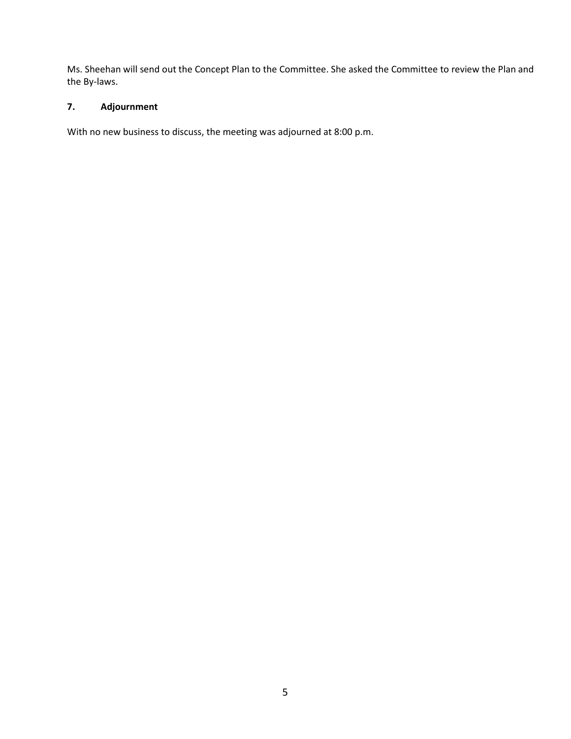Ms. Sheehan will send out the Concept Plan to the Committee. She asked the Committee to review the Plan and the By-laws.

## 7. Adjournment

With no new business to discuss, the meeting was adjourned at 8:00 p.m.